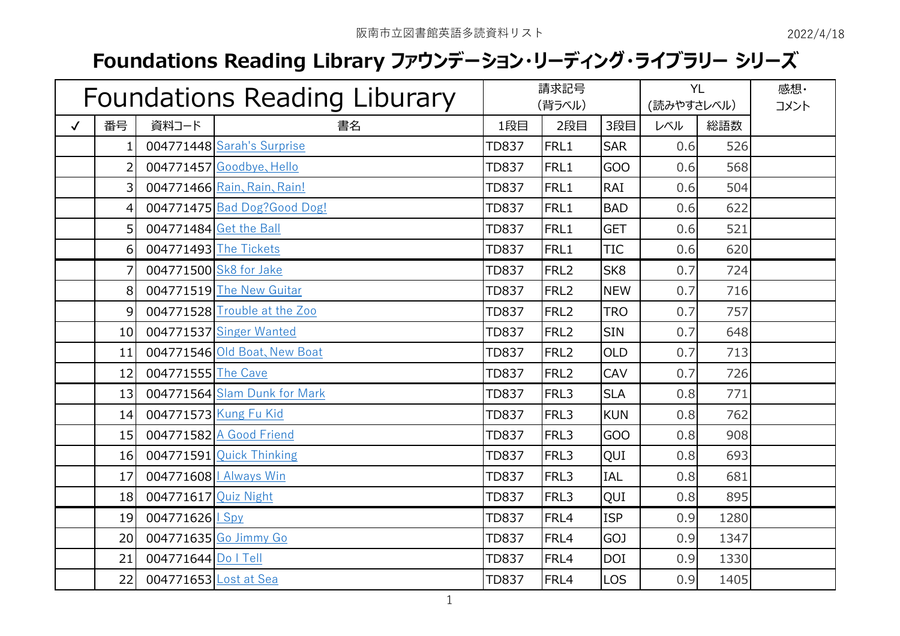阪南市立図書館英語多読資料リスト

2022/4/18

# Foundations Reading Library ファウンデーション・リーディング・ライブラリー シリーズ

| Foundations Reading Liburary | | | | 請求記号（背ラベル） | | | YL（読みやすさレベル） | | 感想・コメント |
|---|---|---|---|---|---|---|---|---|---|
| ✓ | 番号 | 資料コード | 書名 | 1段目 | 2段目 | 3段目 | レベル | 総語数 | |
| | 1 | 004771448 | Sarah's Surprise | TD837 | FRL1 | SAR | 0.6 | 526 | |
| | 2 | 004771457 | Goodbye、Hello | TD837 | FRL1 | GOO | 0.6 | 568 | |
| | 3 | 004771466 | Rain、Rain、Rain! | TD837 | FRL1 | RAI | 0.6 | 504 | |
| | 4 | 004771475 | Bad Dog?Good Dog! | TD837 | FRL1 | BAD | 0.6 | 622 | |
| | 5 | 004771484 | Get the Ball | TD837 | FRL1 | GET | 0.6 | 521 | |
| | 6 | 004771493 | The Tickets | TD837 | FRL1 | TIC | 0.6 | 620 | |
| | 7 | 004771500 | Sk8 for Jake | TD837 | FRL2 | SK8 | 0.7 | 724 | |
| | 8 | 004771519 | The New Guitar | TD837 | FRL2 | NEW | 0.7 | 716 | |
| | 9 | 004771528 | Trouble at the Zoo | TD837 | FRL2 | TRO | 0.7 | 757 | |
| | 10 | 004771537 | Singer Wanted | TD837 | FRL2 | SIN | 0.7 | 648 | |
| | 11 | 004771546 | Old Boat、New Boat | TD837 | FRL2 | OLD | 0.7 | 713 | |
| | 12 | 004771555 | The Cave | TD837 | FRL2 | CAV | 0.7 | 726 | |
| | 13 | 004771564 | Slam Dunk for Mark | TD837 | FRL3 | SLA | 0.8 | 771 | |
| | 14 | 004771573 | Kung Fu Kid | TD837 | FRL3 | KUN | 0.8 | 762 | |
| | 15 | 004771582 | A Good Friend | TD837 | FRL3 | GOO | 0.8 | 908 | |
| | 16 | 004771591 | Quick Thinking | TD837 | FRL3 | QUI | 0.8 | 693 | |
| | 17 | 004771608 | I Always Win | TD837 | FRL3 | IAL | 0.8 | 681 | |
| | 18 | 004771617 | Quiz Night | TD837 | FRL3 | QUI | 0.8 | 895 | |
| | 19 | 004771626 | I Spy | TD837 | FRL4 | ISP | 0.9 | 1280 | |
| | 20 | 004771635 | Go Jimmy Go | TD837 | FRL4 | GOJ | 0.9 | 1347 | |
| | 21 | 004771644 | Do I Tell | TD837 | FRL4 | DOI | 0.9 | 1330 | |
| | 22 | 004771653 | Lost at Sea | TD837 | FRL4 | LOS | 0.9 | 1405 | |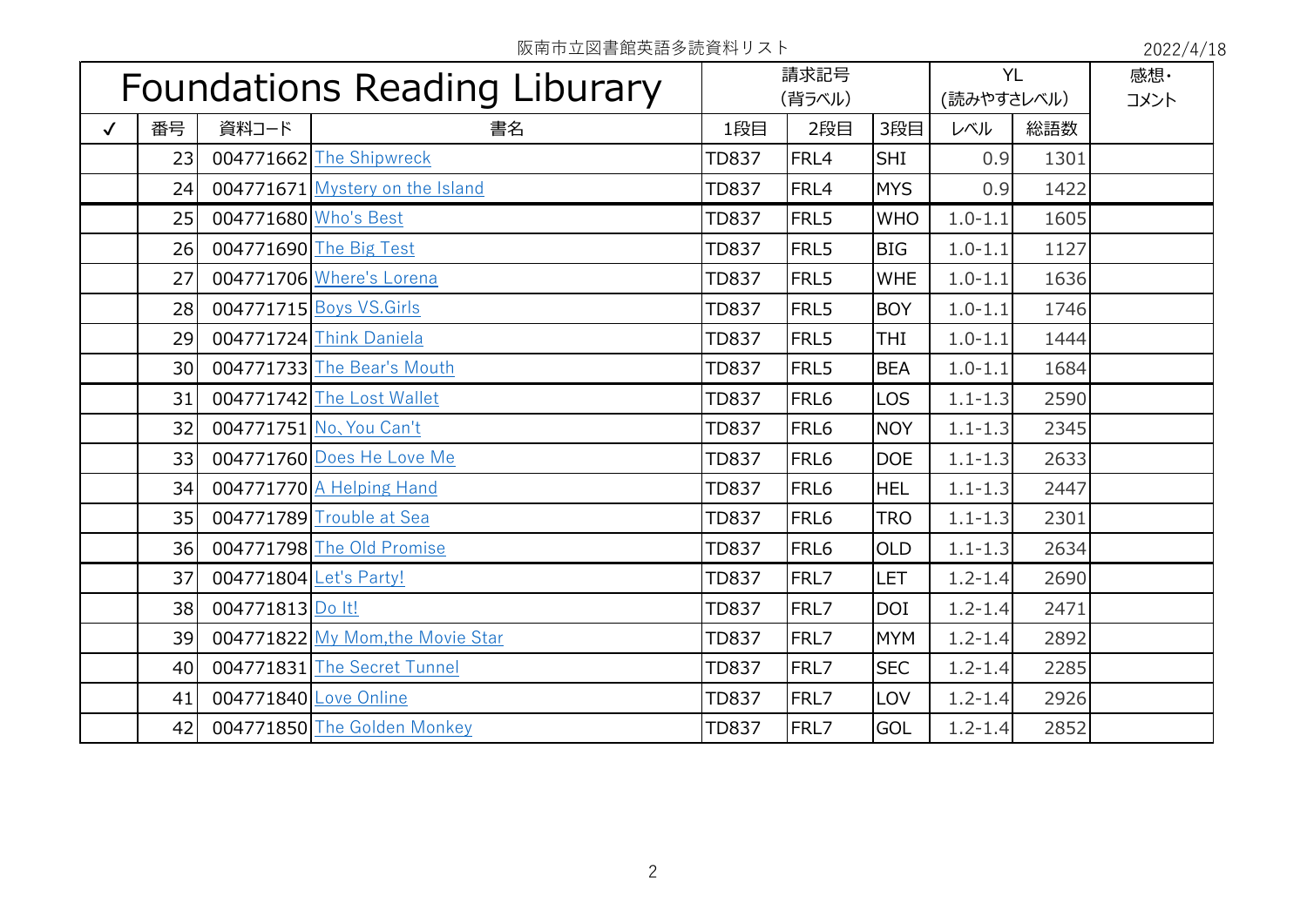阪南市立図書館英語多読資料リスト

2022/4/18

# Foundations Reading Liburary

| ✓ | 番号 | 資料コード | 書名 | 請求記号(背ラベル) 1段目 | 2段目 | 3段目 | YL(読みやすさレベル) レベル | 総語数 | 感想・コメント |
|---|---|---|---|---|---|---|---|---|---|
| | 23 | 004771662 | The Shipwreck | TD837 | FRL4 | SHI | 0.9 | 1301 | |
| | 24 | 004771671 | Mystery on the Island | TD837 | FRL4 | MYS | 0.9 | 1422 | |
| | 25 | 004771680 | Who's Best | TD837 | FRL5 | WHO | 1.0-1.1 | 1605 | |
| | 26 | 004771690 | The Big Test | TD837 | FRL5 | BIG | 1.0-1.1 | 1127 | |
| | 27 | 004771706 | Where's Lorena | TD837 | FRL5 | WHE | 1.0-1.1 | 1636 | |
| | 28 | 004771715 | Boys VS.Girls | TD837 | FRL5 | BOY | 1.0-1.1 | 1746 | |
| | 29 | 004771724 | Think Daniela | TD837 | FRL5 | THI | 1.0-1.1 | 1444 | |
| | 30 | 004771733 | The Bear's Mouth | TD837 | FRL5 | BEA | 1.0-1.1 | 1684 | |
| | 31 | 004771742 | The Lost Wallet | TD837 | FRL6 | LOS | 1.1-1.3 | 2590 | |
| | 32 | 004771751 | No､You Can't | TD837 | FRL6 | NOY | 1.1-1.3 | 2345 | |
| | 33 | 004771760 | Does He Love Me | TD837 | FRL6 | DOE | 1.1-1.3 | 2633 | |
| | 34 | 004771770 | A Helping Hand | TD837 | FRL6 | HEL | 1.1-1.3 | 2447 | |
| | 35 | 004771789 | Trouble at Sea | TD837 | FRL6 | TRO | 1.1-1.3 | 2301 | |
| | 36 | 004771798 | The Old Promise | TD837 | FRL6 | OLD | 1.1-1.3 | 2634 | |
| | 37 | 004771804 | Let's Party! | TD837 | FRL7 | LET | 1.2-1.4 | 2690 | |
| | 38 | 004771813 | Do It! | TD837 | FRL7 | DOI | 1.2-1.4 | 2471 | |
| | 39 | 004771822 | My Mom,the Movie Star | TD837 | FRL7 | MYM | 1.2-1.4 | 2892 | |
| | 40 | 004771831 | The Secret Tunnel | TD837 | FRL7 | SEC | 1.2-1.4 | 2285 | |
| | 41 | 004771840 | Love Online | TD837 | FRL7 | LOV | 1.2-1.4 | 2926 | |
| | 42 | 004771850 | The Golden Monkey | TD837 | FRL7 | GOL | 1.2-1.4 | 2852 | |